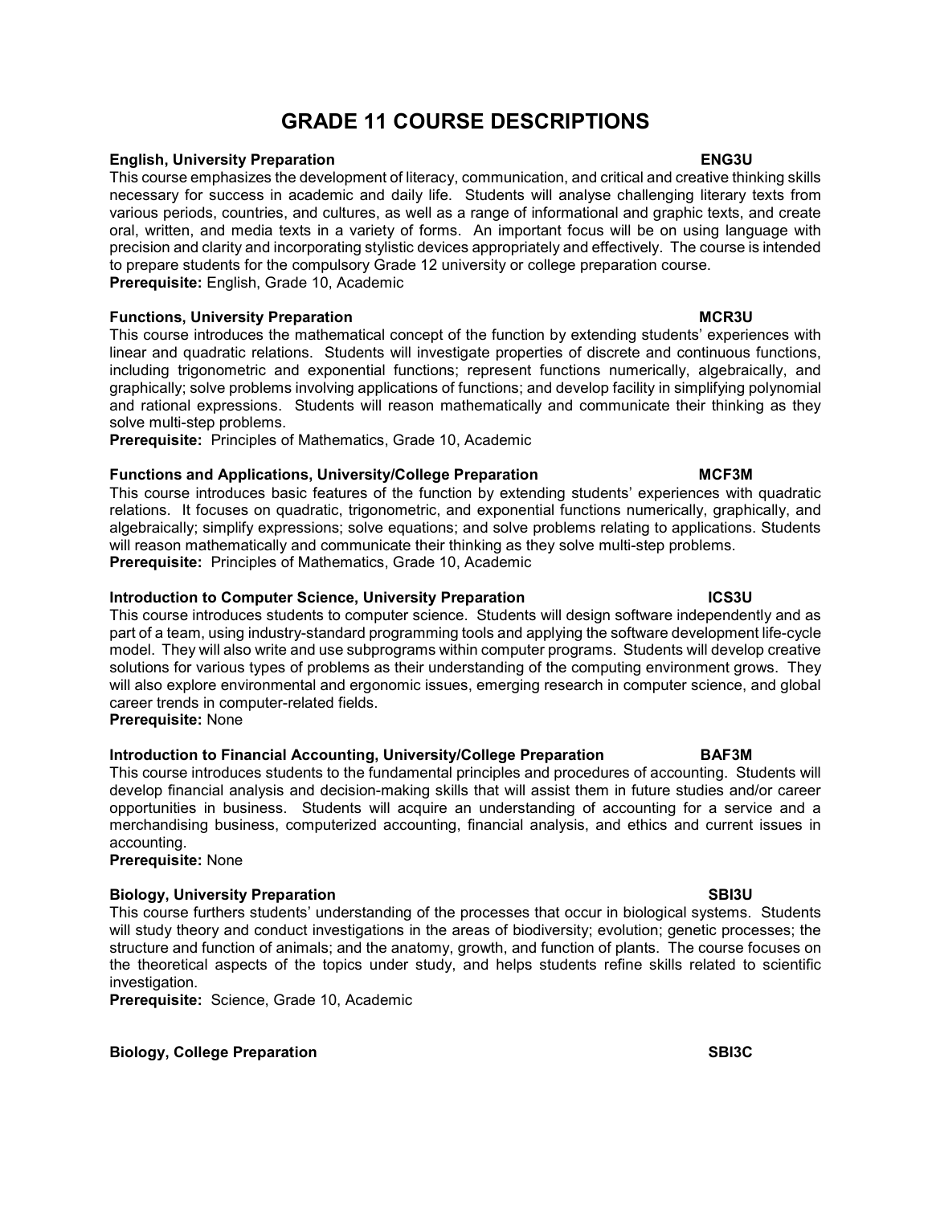# GRADE 11 COURSE DESCRIPTIONS

**English, University Preparation ENG3U**

This course emphasizes the development of literacy, communication, and critical and creative thinking skills necessary for success in academic and daily life. Students will analyse challenging literary texts from various periods, countries, and cultures, as well as a range of informational and graphic texts, and create oral, written, and media texts in a variety of forms. An important focus will be on using language with precision and clarity and incorporating stylistic devices appropriately and effectively. The course is intended to prepare students for the compulsory Grade 12 university or college preparation course.

**Prerequisite:** English, Grade 10, Academic

**Functions, University Preparation MCR3U**

This course introduces the mathematical concept of the function by extending students' experiences with linear and quadratic relations. Students will investigate properties of discrete and continuous functions, including trigonometric and exponential functions; represent functions numerically, algebraically, and graphically; solve problems involving applications of functions; and develop facility in simplifying polynomial and rational expressions. Students will reason mathematically and communicate their thinking as they solve multi-step problems.

**Prerequisite:** Principles of Mathematics, Grade 10, Academic

**Functions and Applications, University/College Preparation MCF3M**

This course introduces basic features of the function by extending students' experiences with quadratic relations. It focuses on quadratic, trigonometric, and exponential functions numerically, graphically, and algebraically; simplify expressions; solve equations; and solve problems relating to applications. Students will reason mathematically and communicate their thinking as they solve multi-step problems.

**Prerequisite:** Principles of Mathematics, Grade 10, Academic

**Introduction to Computer Science, University Preparation ICS3U**

This course introduces students to computer science. Students will design software independently and as part of a team, using industry-standard programming tools and applying the software development life-cycle model. They will also write and use subprograms within computer programs. Students will develop creative solutions for various types of problems as their understanding of the computing environment grows. They will also explore environmental and ergonomic issues, emerging research in computer science, and global career trends in computer-related fields.

**Prerequisite:** None

**Introduction to Financial Accounting, University/College Preparation BAF3M**

This course introduces students to the fundamental principles and procedures of accounting. Students will develop financial analysis and decision-making skills that will assist them in future studies and/or career opportunities in business. Students will acquire an understanding of accounting for a service and a merchandising business, computerized accounting, financial analysis, and ethics and current issues in accounting.

**Prerequisite:** None

**Biology, University Preparation SBI3U**

This course furthers students' understanding of the processes that occur in biological systems. Students will study theory and conduct investigations in the areas of biodiversity; evolution; genetic processes; the structure and function of animals; and the anatomy, growth, and function of plants. The course focuses on the theoretical aspects of the topics under study, and helps students refine skills related to scientific investigation.

**Prerequisite:** Science, Grade 10, Academic

**Biology, College Preparation SBI3C**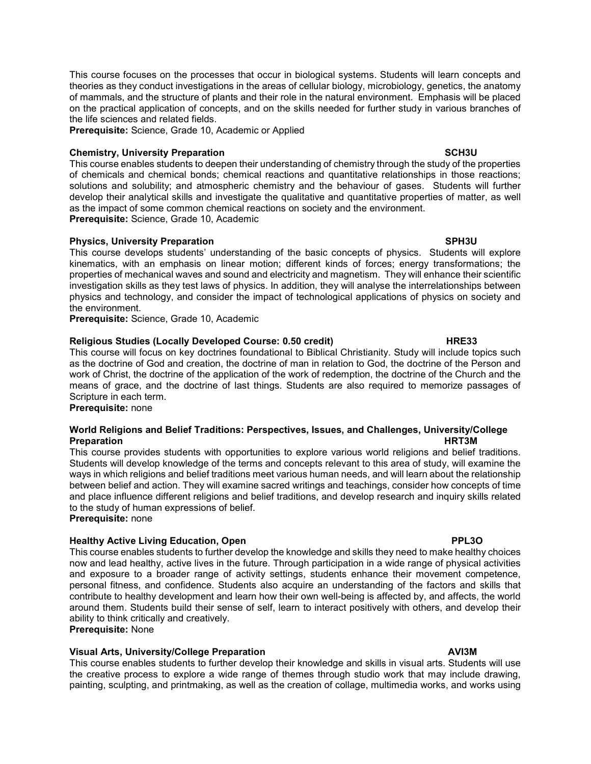This course focuses on the processes that occur in biological systems. Students will learn concepts and theories as they conduct investigations in the areas of cellular biology, microbiology, genetics, the anatomy of mammals, and the structure of plants and their role in the natural environment. Emphasis will be placed on the practical application of concepts, and on the skills needed for further study in various branches of the life sciences and related fields.

**Prerequisite:** Science, Grade 10, Academic or Applied

### Chemistry, University Preparation — SCH3U

This course enables students to deepen their understanding of chemistry through the study of the properties of chemicals and chemical bonds; chemical reactions and quantitative relationships in those reactions; solutions and solubility; and atmospheric chemistry and the behaviour of gases. Students will further develop their analytical skills and investigate the qualitative and quantitative properties of matter, as well as the impact of some common chemical reactions on society and the environment.

**Prerequisite:** Science, Grade 10, Academic

### Physics, University Preparation — SPH3U

This course develops students' understanding of the basic concepts of physics. Students will explore kinematics, with an emphasis on linear motion; different kinds of forces; energy transformations; the properties of mechanical waves and sound and electricity and magnetism. They will enhance their scientific investigation skills as they test laws of physics. In addition, they will analyse the interrelationships between physics and technology, and consider the impact of technological applications of physics on society and the environment.

**Prerequisite:** Science, Grade 10, Academic

### Religious Studies (Locally Developed Course: 0.50 credit) — HRE33

This course will focus on key doctrines foundational to Biblical Christianity. Study will include topics such as the doctrine of God and creation, the doctrine of man in relation to God, the doctrine of the Person and work of Christ, the doctrine of the application of the work of redemption, the doctrine of the Church and the means of grace, and the doctrine of last things. Students are also required to memorize passages of Scripture in each term.

**Prerequisite:** none

### World Religions and Belief Traditions: Perspectives, Issues, and Challenges, University/College Preparation — HRT3M

This course provides students with opportunities to explore various world religions and belief traditions. Students will develop knowledge of the terms and concepts relevant to this area of study, will examine the ways in which religions and belief traditions meet various human needs, and will learn about the relationship between belief and action. They will examine sacred writings and teachings, consider how concepts of time and place influence different religions and belief traditions, and develop research and inquiry skills related to the study of human expressions of belief.

**Prerequisite:** none

### Healthy Active Living Education, Open — PPL3O

This course enables students to further develop the knowledge and skills they need to make healthy choices now and lead healthy, active lives in the future. Through participation in a wide range of physical activities and exposure to a broader range of activity settings, students enhance their movement competence, personal fitness, and confidence. Students also acquire an understanding of the factors and skills that contribute to healthy development and learn how their own well-being is affected by, and affects, the world around them. Students build their sense of self, learn to interact positively with others, and develop their ability to think critically and creatively.

**Prerequisite:** None

### Visual Arts, University/College Preparation — AVI3M

This course enables students to further develop their knowledge and skills in visual arts. Students will use the creative process to explore a wide range of themes through studio work that may include drawing, painting, sculpting, and printmaking, as well as the creation of collage, multimedia works, and works using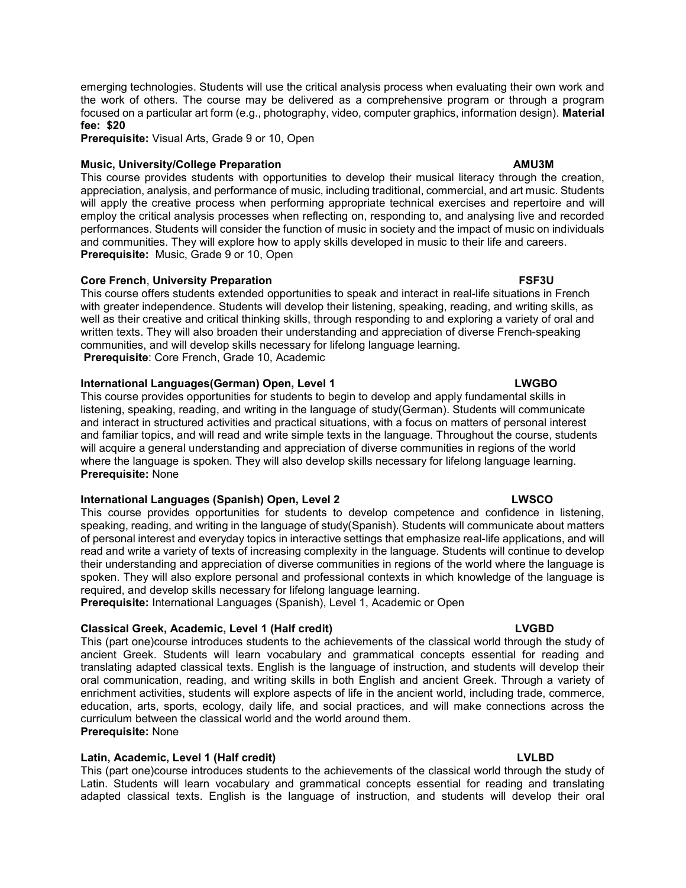emerging technologies. Students will use the critical analysis process when evaluating their own work and the work of others. The course may be delivered as a comprehensive program or through a program focused on a particular art form (e.g., photography, video, computer graphics, information design). **Material fee: $20**

**Prerequisite:** Visual Arts, Grade 9 or 10, Open

**Music, University/College Preparation** **AMU3M**

This course provides students with opportunities to develop their musical literacy through the creation, appreciation, analysis, and performance of music, including traditional, commercial, and art music. Students will apply the creative process when performing appropriate technical exercises and repertoire and will employ the critical analysis processes when reflecting on, responding to, and analysing live and recorded performances. Students will consider the function of music in society and the impact of music on individuals and communities. They will explore how to apply skills developed in music to their life and careers.

**Prerequisite:** Music, Grade 9 or 10, Open

**Core French**, **University Preparation** **FSF3U**

This course offers students extended opportunities to speak and interact in real-life situations in French with greater independence. Students will develop their listening, speaking, reading, and writing skills, as well as their creative and critical thinking skills, through responding to and exploring a variety of oral and written texts. They will also broaden their understanding and appreciation of diverse French-speaking communities, and will develop skills necessary for lifelong language learning.

**Prerequisite**: Core French, Grade 10, Academic

**International Languages(German) Open, Level 1** **LWGBO**

This course provides opportunities for students to begin to develop and apply fundamental skills in listening, speaking, reading, and writing in the language of study(German). Students will communicate and interact in structured activities and practical situations, with a focus on matters of personal interest and familiar topics, and will read and write simple texts in the language. Throughout the course, students will acquire a general understanding and appreciation of diverse communities in regions of the world where the language is spoken. They will also develop skills necessary for lifelong language learning.

**Prerequisite:** None

**International Languages (Spanish) Open, Level 2** **LWSCO**

This course provides opportunities for students to develop competence and confidence in listening, speaking, reading, and writing in the language of study(Spanish). Students will communicate about matters of personal interest and everyday topics in interactive settings that emphasize real-life applications, and will read and write a variety of texts of increasing complexity in the language. Students will continue to develop their understanding and appreciation of diverse communities in regions of the world where the language is spoken. They will also explore personal and professional contexts in which knowledge of the language is required, and develop skills necessary for lifelong language learning.

**Prerequisite:** International Languages (Spanish), Level 1, Academic or Open

**Classical Greek, Academic, Level 1 (Half credit)** **LVGBD**

This (part one)course introduces students to the achievements of the classical world through the study of ancient Greek. Students will learn vocabulary and grammatical concepts essential for reading and translating adapted classical texts. English is the language of instruction, and students will develop their oral communication, reading, and writing skills in both English and ancient Greek. Through a variety of enrichment activities, students will explore aspects of life in the ancient world, including trade, commerce, education, arts, sports, ecology, daily life, and social practices, and will make connections across the curriculum between the classical world and the world around them.

**Prerequisite:** None

**Latin, Academic, Level 1 (Half credit)** **LVLBD**

This (part one)course introduces students to the achievements of the classical world through the study of Latin. Students will learn vocabulary and grammatical concepts essential for reading and translating adapted classical texts. English is the language of instruction, and students will develop their oral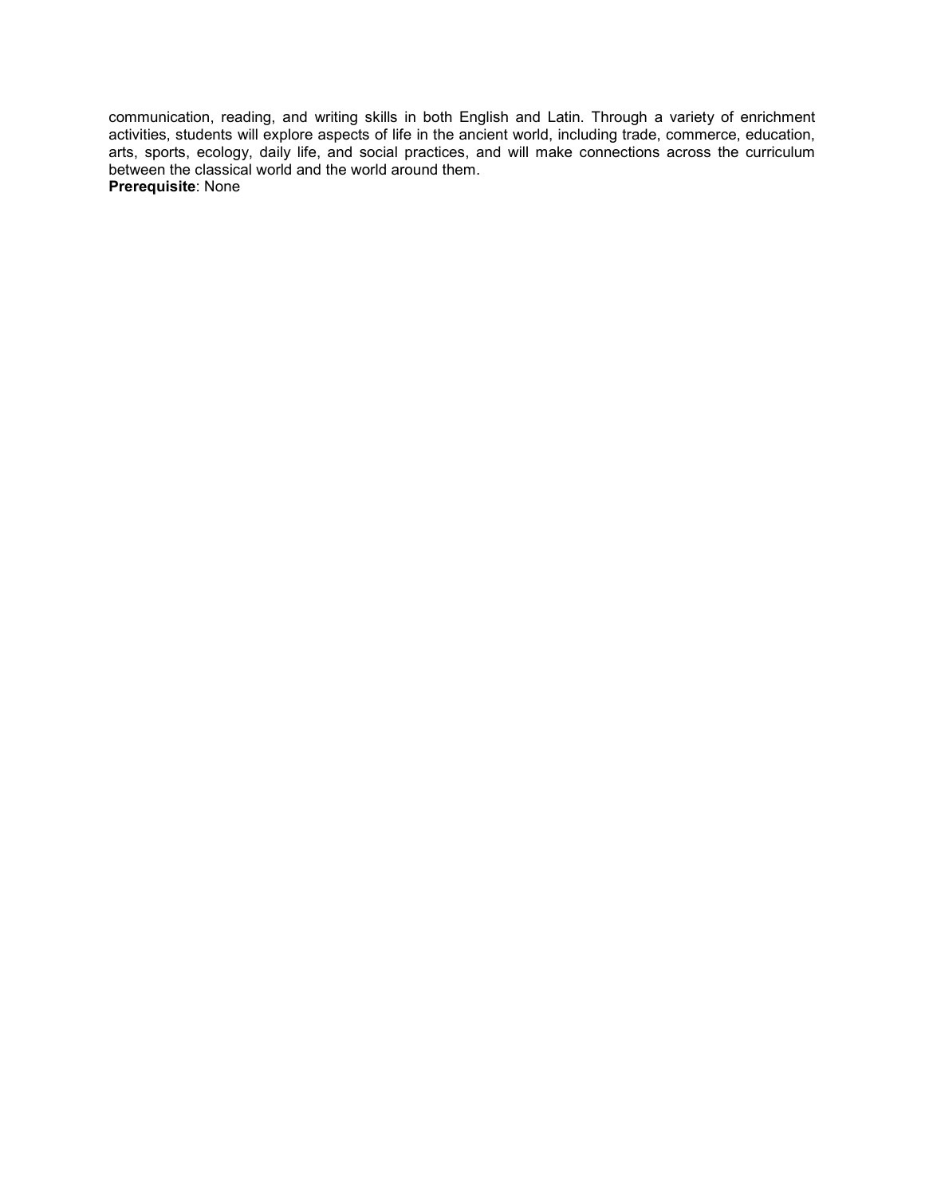communication, reading, and writing skills in both English and Latin. Through a variety of enrichment activities, students will explore aspects of life in the ancient world, including trade, commerce, education, arts, sports, ecology, daily life, and social practices, and will make connections across the curriculum between the classical world and the world around them.
**Prerequisite**: None